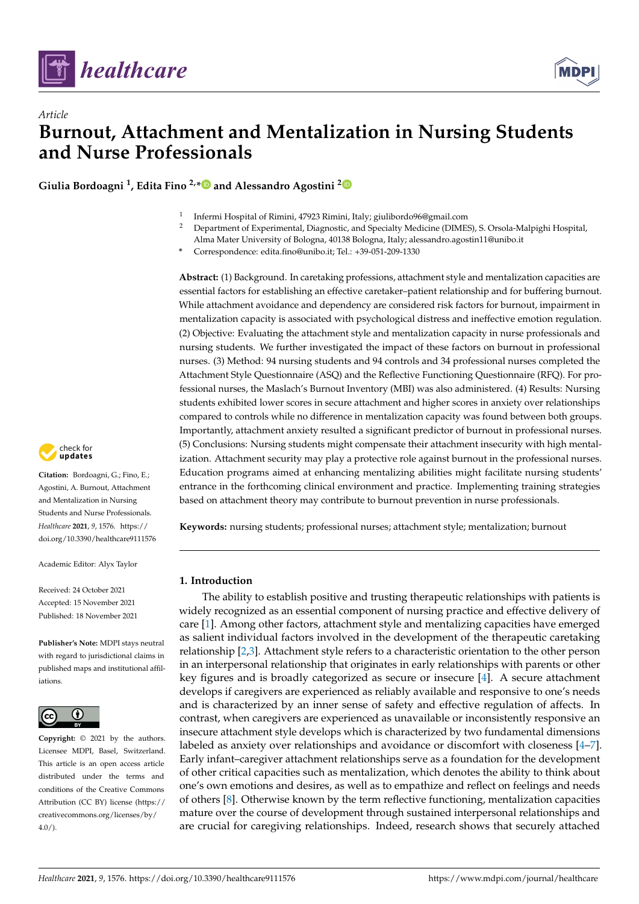*Article*

# Burnout, Attachment and Mentalization in Nursing Students and Nurse Professionals

**Giulia Bordoagni [1], Edita Fino [2,*] and Alessandro Agostini [2]**

[1] Infermi Hospital of Rimini, 47923 Rimini, Italy; giulibordo96@gmail.com

[2] Department of Experimental, Diagnostic, and Specialty Medicine (DIMES), S. Orsola-Malpighi Hospital, Alma Mater University of Bologna, 40138 Bologna, Italy; alessandro.agostin11@unibo.it

\* Correspondence: edita.fino@unibo.it; Tel.: +39-051-209-1330

**Abstract:** (1) Background. In caretaking professions, attachment style and mentalization capacities are essential factors for establishing an effective caretaker–patient relationship and for buffering burnout. While attachment avoidance and dependency are considered risk factors for burnout, impairment in mentalization capacity is associated with psychological distress and ineffective emotion regulation. (2) Objective: Evaluating the attachment style and mentalization capacity in nurse professionals and nursing students. We further investigated the impact of these factors on burnout in professional nurses. (3) Method: 94 nursing students and 94 controls and 34 professional nurses completed the Attachment Style Questionnaire (ASQ) and the Reflective Functioning Questionnaire (RFQ). For professional nurses, the Maslach's Burnout Inventory (MBI) was also administered. (4) Results: Nursing students exhibited lower scores in secure attachment and higher scores in anxiety over relationships compared to controls while no difference in mentalization capacity was found between both groups. Importantly, attachment anxiety resulted a significant predictor of burnout in professional nurses. (5) Conclusions: Nursing students might compensate their attachment insecurity with high mentalization. Attachment security may play a protective role against burnout in the professional nurses. Education programs aimed at enhancing mentalizing abilities might facilitate nursing students' entrance in the forthcoming clinical environment and practice. Implementing training strategies based on attachment theory may contribute to burnout prevention in nurse professionals.

**Keywords:** nursing students; professional nurses; attachment style; mentalization; burnout

**Citation:** Bordoagni, G.; Fino, E.; Agostini, A. Burnout, Attachment and Mentalization in Nursing Students and Nurse Professionals. *Healthcare* **2021**, *9*, 1576. https://doi.org/10.3390/healthcare9111576

Academic Editor: Alyx Taylor

Received: 24 October 2021
Accepted: 15 November 2021
Published: 18 November 2021

**Publisher's Note:** MDPI stays neutral with regard to jurisdictional claims in published maps and institutional affiliations.

**Copyright:** © 2021 by the authors. Licensee MDPI, Basel, Switzerland. This article is an open access article distributed under the terms and conditions of the Creative Commons Attribution (CC BY) license (https://creativecommons.org/licenses/by/4.0/).

## 1. Introduction

The ability to establish positive and trusting therapeutic relationships with patients is widely recognized as an essential component of nursing practice and effective delivery of care [1]. Among other factors, attachment style and mentalizing capacities have emerged as salient individual factors involved in the development of the therapeutic caretaking relationship [2,3]. Attachment style refers to a characteristic orientation to the other person in an interpersonal relationship that originates in early relationships with parents or other key figures and is broadly categorized as secure or insecure [4]. A secure attachment develops if caregivers are experienced as reliably available and responsive to one's needs and is characterized by an inner sense of safety and effective regulation of affects. In contrast, when caregivers are experienced as unavailable or inconsistently responsive an insecure attachment style develops which is characterized by two fundamental dimensions labeled as anxiety over relationships and avoidance or discomfort with closeness [4–7]. Early infant–caregiver attachment relationships serve as a foundation for the development of other critical capacities such as mentalization, which denotes the ability to think about one's own emotions and desires, as well as to empathize and reflect on feelings and needs of others [8]. Otherwise known by the term reflective functioning, mentalization capacities mature over the course of development through sustained interpersonal relationships and are crucial for caregiving relationships. Indeed, research shows that securely attached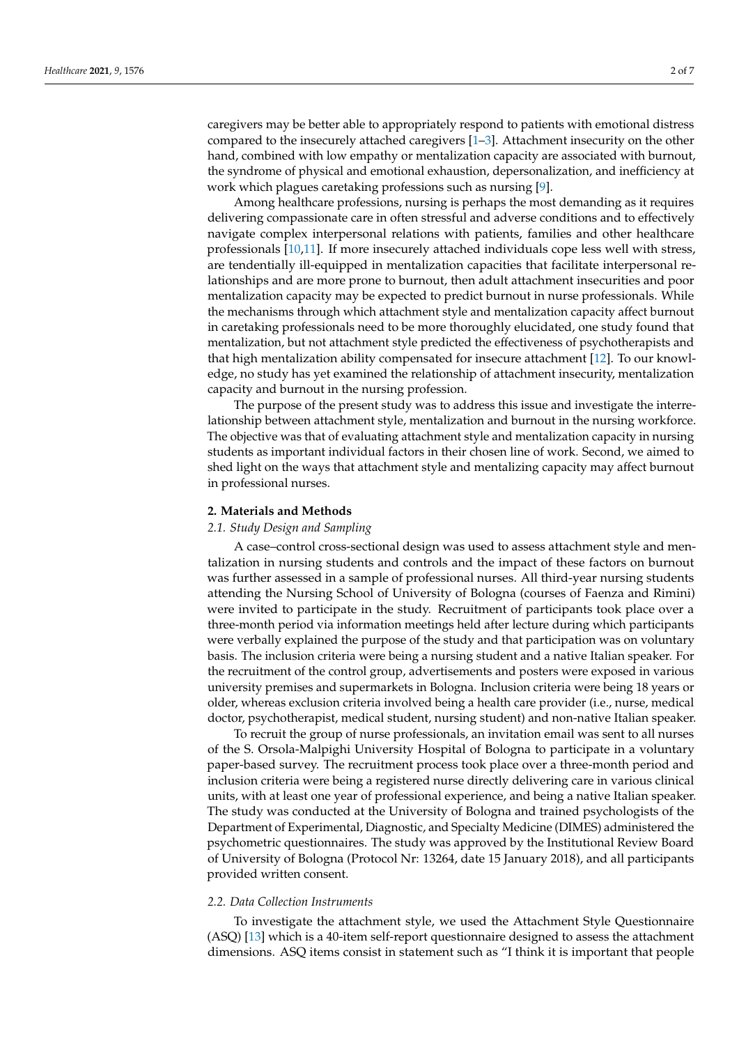caregivers may be better able to appropriately respond to patients with emotional distress compared to the insecurely attached caregivers [1–3]. Attachment insecurity on the other hand, combined with low empathy or mentalization capacity are associated with burnout, the syndrome of physical and emotional exhaustion, depersonalization, and inefficiency at work which plagues caretaking professions such as nursing [9].

Among healthcare professions, nursing is perhaps the most demanding as it requires delivering compassionate care in often stressful and adverse conditions and to effectively navigate complex interpersonal relations with patients, families and other healthcare professionals [10,11]. If more insecurely attached individuals cope less well with stress, are tendentially ill-equipped in mentalization capacities that facilitate interpersonal relationships and are more prone to burnout, then adult attachment insecurities and poor mentalization capacity may be expected to predict burnout in nurse professionals. While the mechanisms through which attachment style and mentalization capacity affect burnout in caretaking professionals need to be more thoroughly elucidated, one study found that mentalization, but not attachment style predicted the effectiveness of psychotherapists and that high mentalization ability compensated for insecure attachment [12]. To our knowledge, no study has yet examined the relationship of attachment insecurity, mentalization capacity and burnout in the nursing profession.

The purpose of the present study was to address this issue and investigate the interrelationship between attachment style, mentalization and burnout in the nursing workforce. The objective was that of evaluating attachment style and mentalization capacity in nursing students as important individual factors in their chosen line of work. Second, we aimed to shed light on the ways that attachment style and mentalizing capacity may affect burnout in professional nurses.

## 2. Materials and Methods

### 2.1. Study Design and Sampling

A case–control cross-sectional design was used to assess attachment style and mentalization in nursing students and controls and the impact of these factors on burnout was further assessed in a sample of professional nurses. All third-year nursing students attending the Nursing School of University of Bologna (courses of Faenza and Rimini) were invited to participate in the study. Recruitment of participants took place over a three-month period via information meetings held after lecture during which participants were verbally explained the purpose of the study and that participation was on voluntary basis. The inclusion criteria were being a nursing student and a native Italian speaker. For the recruitment of the control group, advertisements and posters were exposed in various university premises and supermarkets in Bologna. Inclusion criteria were being 18 years or older, whereas exclusion criteria involved being a health care provider (i.e., nurse, medical doctor, psychotherapist, medical student, nursing student) and non-native Italian speaker.

To recruit the group of nurse professionals, an invitation email was sent to all nurses of the S. Orsola-Malpighi University Hospital of Bologna to participate in a voluntary paper-based survey. The recruitment process took place over a three-month period and inclusion criteria were being a registered nurse directly delivering care in various clinical units, with at least one year of professional experience, and being a native Italian speaker. The study was conducted at the University of Bologna and trained psychologists of the Department of Experimental, Diagnostic, and Specialty Medicine (DIMES) administered the psychometric questionnaires. The study was approved by the Institutional Review Board of University of Bologna (Protocol Nr: 13264, date 15 January 2018), and all participants provided written consent.

### 2.2. Data Collection Instruments

To investigate the attachment style, we used the Attachment Style Questionnaire (ASQ) [13] which is a 40-item self-report questionnaire designed to assess the attachment dimensions. ASQ items consist in statement such as "I think it is important that people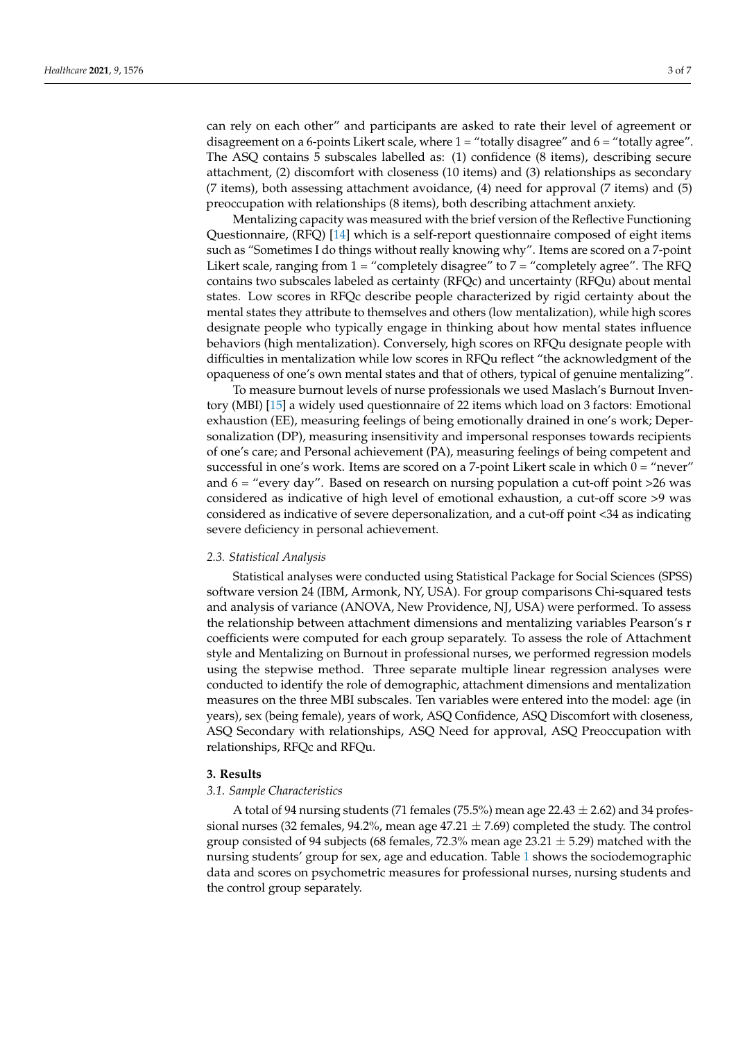can rely on each other" and participants are asked to rate their level of agreement or disagreement on a 6-points Likert scale, where 1 = "totally disagree" and 6 = "totally agree". The ASQ contains 5 subscales labelled as: (1) confidence (8 items), describing secure attachment, (2) discomfort with closeness (10 items) and (3) relationships as secondary (7 items), both assessing attachment avoidance, (4) need for approval (7 items) and (5) preoccupation with relationships (8 items), both describing attachment anxiety.

Mentalizing capacity was measured with the brief version of the Reflective Functioning Questionnaire, (RFQ) [14] which is a self-report questionnaire composed of eight items such as "Sometimes I do things without really knowing why". Items are scored on a 7-point Likert scale, ranging from 1 = "completely disagree" to 7 = "completely agree". The RFQ contains two subscales labeled as certainty (RFQc) and uncertainty (RFQu) about mental states. Low scores in RFQc describe people characterized by rigid certainty about the mental states they attribute to themselves and others (low mentalization), while high scores designate people who typically engage in thinking about how mental states influence behaviors (high mentalization). Conversely, high scores on RFQu designate people with difficulties in mentalization while low scores in RFQu reflect "the acknowledgment of the opaqueness of one's own mental states and that of others, typical of genuine mentalizing".

To measure burnout levels of nurse professionals we used Maslach's Burnout Inventory (MBI) [15] a widely used questionnaire of 22 items which load on 3 factors: Emotional exhaustion (EE), measuring feelings of being emotionally drained in one's work; Depersonalization (DP), measuring insensitivity and impersonal responses towards recipients of one's care; and Personal achievement (PA), measuring feelings of being competent and successful in one's work. Items are scored on a 7-point Likert scale in which 0 = "never" and 6 = "every day". Based on research on nursing population a cut-off point >26 was considered as indicative of high level of emotional exhaustion, a cut-off score >9 was considered as indicative of severe depersonalization, and a cut-off point <34 as indicating severe deficiency in personal achievement.

### *2.3. Statistical Analysis*

Statistical analyses were conducted using Statistical Package for Social Sciences (SPSS) software version 24 (IBM, Armonk, NY, USA). For group comparisons Chi-squared tests and analysis of variance (ANOVA, New Providence, NJ, USA) were performed. To assess the relationship between attachment dimensions and mentalizing variables Pearson's r coefficients were computed for each group separately. To assess the role of Attachment style and Mentalizing on Burnout in professional nurses, we performed regression models using the stepwise method. Three separate multiple linear regression analyses were conducted to identify the role of demographic, attachment dimensions and mentalization measures on the three MBI subscales. Ten variables were entered into the model: age (in years), sex (being female), years of work, ASQ Confidence, ASQ Discomfort with closeness, ASQ Secondary with relationships, ASQ Need for approval, ASQ Preoccupation with relationships, RFQc and RFQu.

## 3. Results

### *3.1. Sample Characteristics*

A total of 94 nursing students (71 females (75.5%) mean age $22.43 \pm 2.62$) and 34 professional nurses (32 females, 94.2%, mean age $47.21 \pm 7.69$) completed the study. The control group consisted of 94 subjects (68 females, 72.3% mean age $23.21 \pm 5.29$) matched with the nursing students' group for sex, age and education. Table 1 shows the sociodemographic data and scores on psychometric measures for professional nurses, nursing students and the control group separately.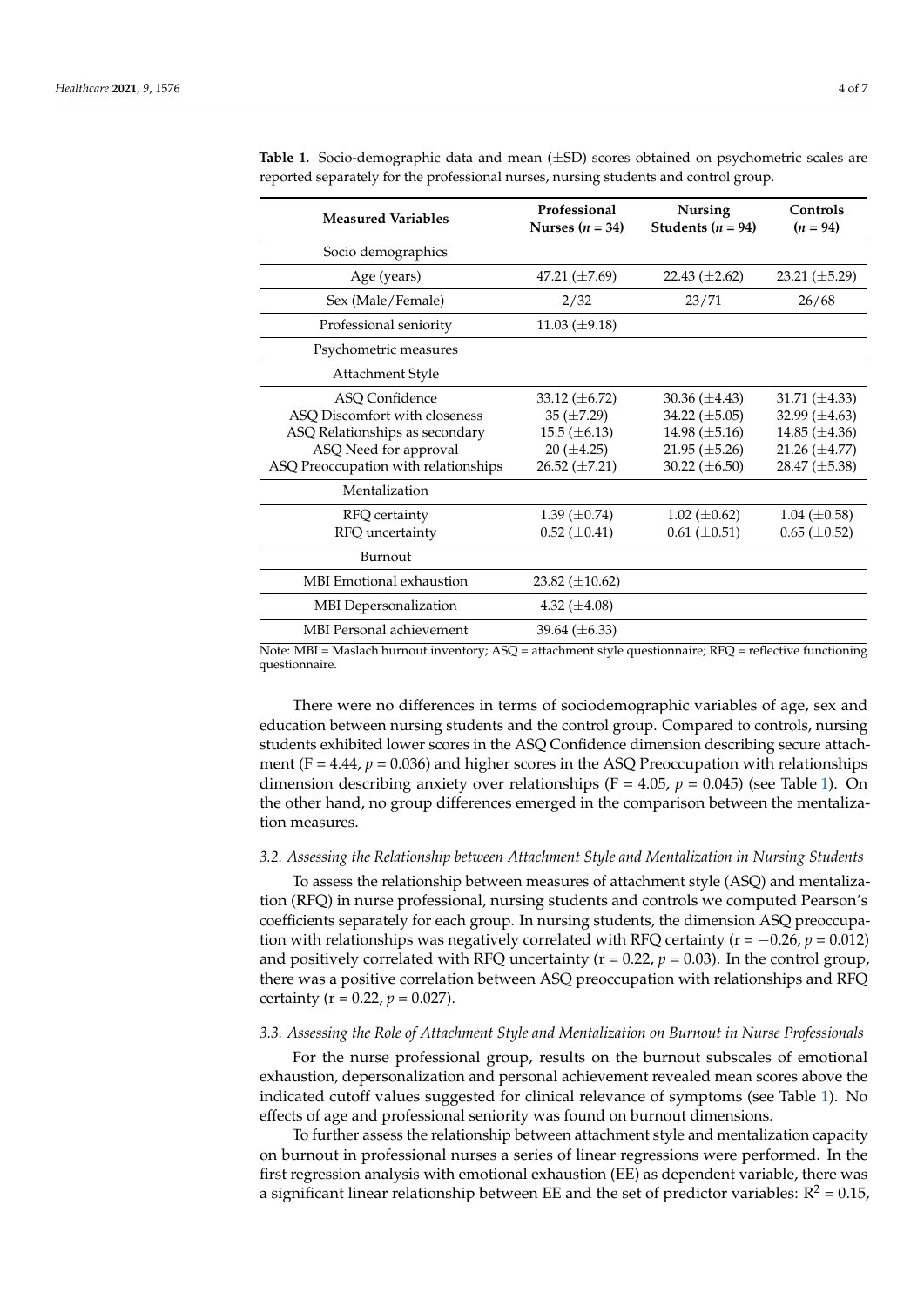**Table 1.** Socio-demographic data and mean (±SD) scores obtained on psychometric scales are reported separately for the professional nurses, nursing students and control group.

| Measured Variables | Professional Nurses ($n$ = 34) | Nursing Students ($n$ = 94) | Controls ($n$ = 94) |
|---|---|---|---|
| Socio demographics | | | |
| Age (years) | 47.21 (±7.69) | 22.43 (±2.62) | 23.21 (±5.29) |
| Sex (Male/Female) | 2/32 | 23/71 | 26/68 |
| Professional seniority | 11.03 (±9.18) | | |
| Psychometric measures | | | |
| Attachment Style | | | |
| ASQ Confidence | 33.12 (±6.72) | 30.36 (±4.43) | 31.71 (±4.33) |
| ASQ Discomfort with closeness | 35 (±7.29) | 34.22 (±5.05) | 32.99 (±4.63) |
| ASQ Relationships as secondary | 15.5 (±6.13) | 14.98 (±5.16) | 14.85 (±4.36) |
| ASQ Need for approval | 20 (±4.25) | 21.95 (±5.26) | 21.26 (±4.77) |
| ASQ Preoccupation with relationships | 26.52 (±7.21) | 30.22 (±6.50) | 28.47 (±5.38) |
| Mentalization | | | |
| RFQ certainty | 1.39 (±0.74) | 1.02 (±0.62) | 1.04 (±0.58) |
| RFQ uncertainty | 0.52 (±0.41) | 0.61 (±0.51) | 0.65 (±0.52) |
| Burnout | | | |
| MBI Emotional exhaustion | 23.82 (±10.62) | | |
| MBI Depersonalization | 4.32 (±4.08) | | |
| MBI Personal achievement | 39.64 (±6.33) | | |

Note: MBI = Maslach burnout inventory; ASQ = attachment style questionnaire; RFQ = reflective functioning questionnaire.

There were no differences in terms of sociodemographic variables of age, sex and education between nursing students and the control group. Compared to controls, nursing students exhibited lower scores in the ASQ Confidence dimension describing secure attachment (F = 4.44, $p$ = 0.036) and higher scores in the ASQ Preoccupation with relationships dimension describing anxiety over relationships (F = 4.05, $p$ = 0.045) (see Table 1). On the other hand, no group differences emerged in the comparison between the mentalization measures.

### *3.2. Assessing the Relationship between Attachment Style and Mentalization in Nursing Students*

To assess the relationship between measures of attachment style (ASQ) and mentalization (RFQ) in nurse professional, nursing students and controls we computed Pearson's coefficients separately for each group. In nursing students, the dimension ASQ preoccupation with relationships was negatively correlated with RFQ certainty (r = −0.26, $p$ = 0.012) and positively correlated with RFQ uncertainty (r = 0.22, $p$ = 0.03). In the control group, there was a positive correlation between ASQ preoccupation with relationships and RFQ certainty (r = 0.22, $p$ = 0.027).

### *3.3. Assessing the Role of Attachment Style and Mentalization on Burnout in Nurse Professionals*

For the nurse professional group, results on the burnout subscales of emotional exhaustion, depersonalization and personal achievement revealed mean scores above the indicated cutoff values suggested for clinical relevance of symptoms (see Table 1). No effects of age and professional seniority was found on burnout dimensions.

To further assess the relationship between attachment style and mentalization capacity on burnout in professional nurses a series of linear regressions were performed. In the first regression analysis with emotional exhaustion (EE) as dependent variable, there was a significant linear relationship between EE and the set of predictor variables: $R^2$ = 0.15,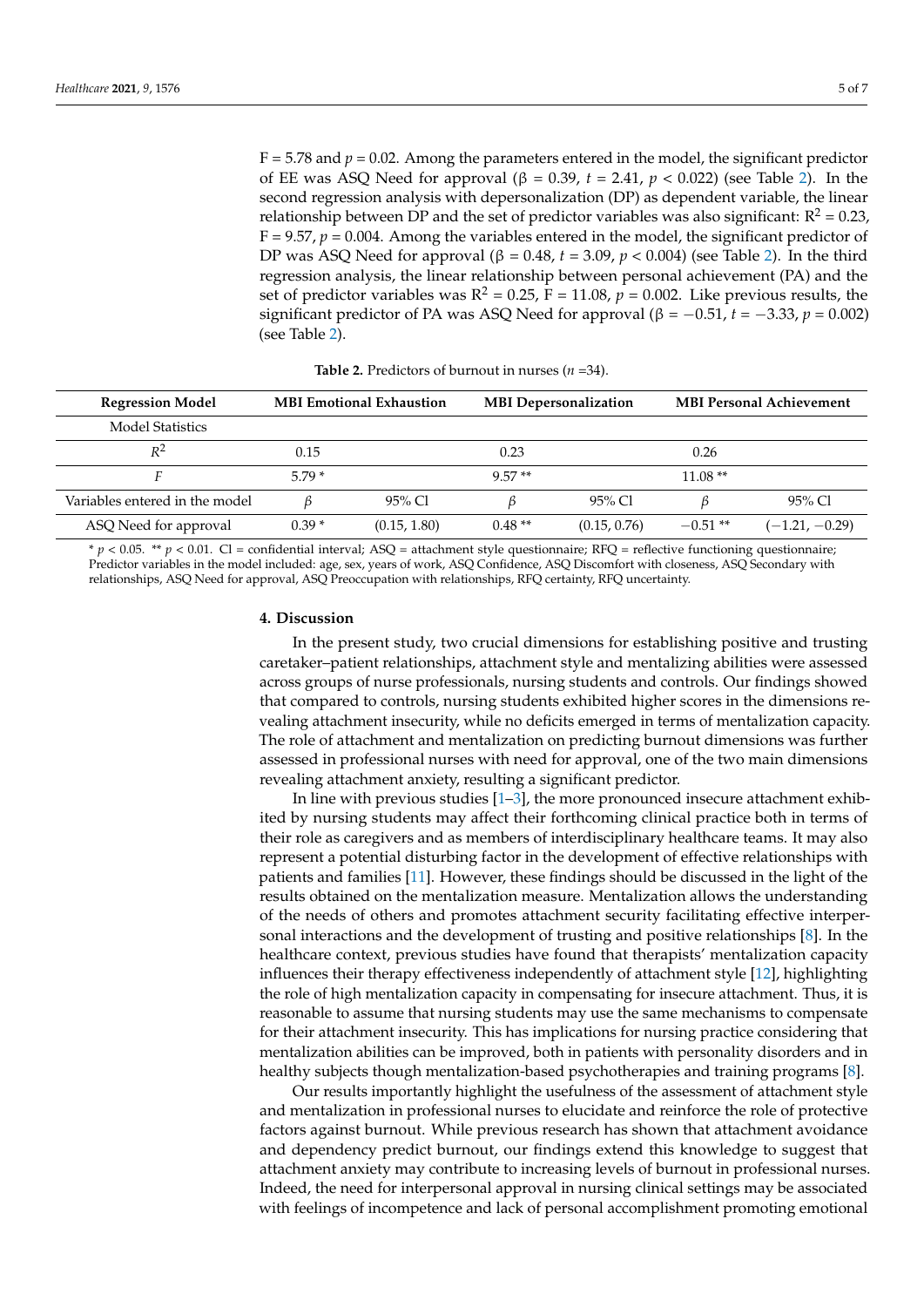F = 5.78 and $p = 0.02$. Among the parameters entered in the model, the significant predictor of EE was ASQ Need for approval (β = 0.39, $t = 2.41$, $p < 0.022$) (see Table 2). In the second regression analysis with depersonalization (DP) as dependent variable, the linear relationship between DP and the set of predictor variables was also significant: $R^2 = 0.23$, F = 9.57, $p = 0.004$. Among the variables entered in the model, the significant predictor of DP was ASQ Need for approval (β = 0.48, $t = 3.09$, $p < 0.004$) (see Table 2). In the third regression analysis, the linear relationship between personal achievement (PA) and the set of predictor variables was $R^2 = 0.25$, F = 11.08, $p = 0.002$. Like previous results, the significant predictor of PA was ASQ Need for approval (β = −0.51, $t = -3.33$, $p = 0.002$) (see Table 2).

**Table 2.** Predictors of burnout in nurses ($n$ =34).

| Regression Model | MBI Emotional Exhaustion | | MBI Depersonalization | | MBI Personal Achievement | |
|---|---|---|---|---|---|---|
| Model Statistics | | | | | | |
| $R^2$ | 0.15 | | 0.23 | | 0.26 | |
| $F$ | 5.79 * | | 9.57 ** | | 11.08 ** | |
| Variables entered in the model | β | 95% Cl | β | 95% Cl | β | 95% Cl |
| ASQ Need for approval | 0.39 * | (0.15, 1.80) | 0.48 ** | (0.15, 0.76) | −0.51 ** | (−1.21, −0.29) |

* $p < 0.05$. ** $p < 0.01$. Cl = confidential interval; ASQ = attachment style questionnaire; RFQ = reflective functioning questionnaire; Predictor variables in the model included: age, sex, years of work, ASQ Confidence, ASQ Discomfort with closeness, ASQ Secondary with relationships, ASQ Need for approval, ASQ Preoccupation with relationships, RFQ certainty, RFQ uncertainty.

## 4. Discussion

In the present study, two crucial dimensions for establishing positive and trusting caretaker–patient relationships, attachment style and mentalizing abilities were assessed across groups of nurse professionals, nursing students and controls. Our findings showed that compared to controls, nursing students exhibited higher scores in the dimensions revealing attachment insecurity, while no deficits emerged in terms of mentalization capacity. The role of attachment and mentalization on predicting burnout dimensions was further assessed in professional nurses with need for approval, one of the two main dimensions revealing attachment anxiety, resulting a significant predictor.

In line with previous studies [1–3], the more pronounced insecure attachment exhibited by nursing students may affect their forthcoming clinical practice both in terms of their role as caregivers and as members of interdisciplinary healthcare teams. It may also represent a potential disturbing factor in the development of effective relationships with patients and families [11]. However, these findings should be discussed in the light of the results obtained on the mentalization measure. Mentalization allows the understanding of the needs of others and promotes attachment security facilitating effective interpersonal interactions and the development of trusting and positive relationships [8]. In the healthcare context, previous studies have found that therapists' mentalization capacity influences their therapy effectiveness independently of attachment style [12], highlighting the role of high mentalization capacity in compensating for insecure attachment. Thus, it is reasonable to assume that nursing students may use the same mechanisms to compensate for their attachment insecurity. This has implications for nursing practice considering that mentalization abilities can be improved, both in patients with personality disorders and in healthy subjects though mentalization-based psychotherapies and training programs [8].

Our results importantly highlight the usefulness of the assessment of attachment style and mentalization in professional nurses to elucidate and reinforce the role of protective factors against burnout. While previous research has shown that attachment avoidance and dependency predict burnout, our findings extend this knowledge to suggest that attachment anxiety may contribute to increasing levels of burnout in professional nurses. Indeed, the need for interpersonal approval in nursing clinical settings may be associated with feelings of incompetence and lack of personal accomplishment promoting emotional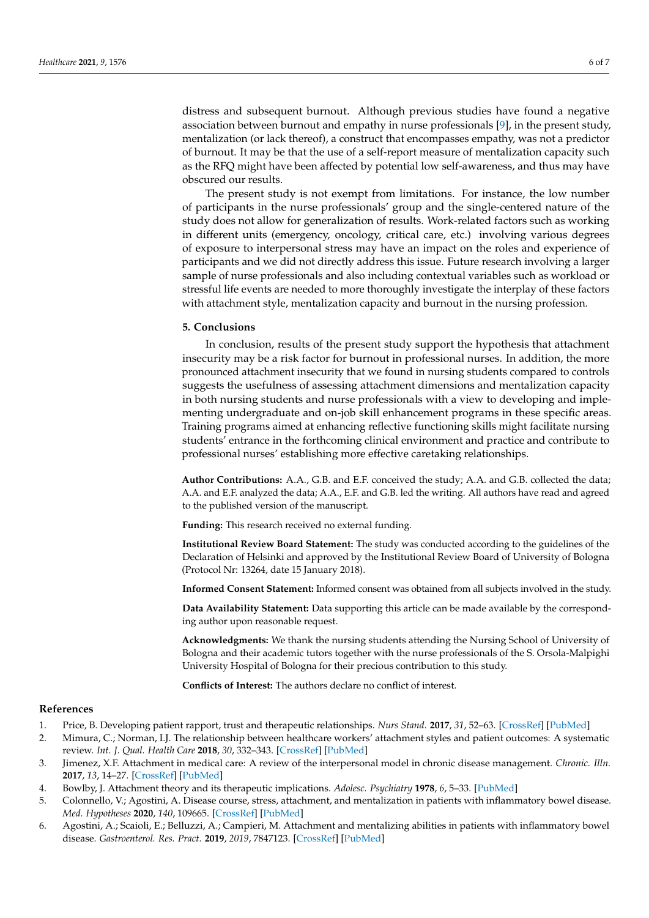distress and subsequent burnout. Although previous studies have found a negative association between burnout and empathy in nurse professionals [9], in the present study, mentalization (or lack thereof), a construct that encompasses empathy, was not a predictor of burnout. It may be that the use of a self-report measure of mentalization capacity such as the RFQ might have been affected by potential low self-awareness, and thus may have obscured our results.

The present study is not exempt from limitations. For instance, the low number of participants in the nurse professionals' group and the single-centered nature of the study does not allow for generalization of results. Work-related factors such as working in different units (emergency, oncology, critical care, etc.) involving various degrees of exposure to interpersonal stress may have an impact on the roles and experience of participants and we did not directly address this issue. Future research involving a larger sample of nurse professionals and also including contextual variables such as workload or stressful life events are needed to more thoroughly investigate the interplay of these factors with attachment style, mentalization capacity and burnout in the nursing profession.

## 5. Conclusions

In conclusion, results of the present study support the hypothesis that attachment insecurity may be a risk factor for burnout in professional nurses. In addition, the more pronounced attachment insecurity that we found in nursing students compared to controls suggests the usefulness of assessing attachment dimensions and mentalization capacity in both nursing students and nurse professionals with a view to developing and implementing undergraduate and on-job skill enhancement programs in these specific areas. Training programs aimed at enhancing reflective functioning skills might facilitate nursing students' entrance in the forthcoming clinical environment and practice and contribute to professional nurses' establishing more effective caretaking relationships.

**Author Contributions:** A.A., G.B. and E.F. conceived the study; A.A. and G.B. collected the data; A.A. and E.F. analyzed the data; A.A., E.F. and G.B. led the writing. All authors have read and agreed to the published version of the manuscript.

**Funding:** This research received no external funding.

**Institutional Review Board Statement:** The study was conducted according to the guidelines of the Declaration of Helsinki and approved by the Institutional Review Board of University of Bologna (Protocol Nr: 13264, date 15 January 2018).

**Informed Consent Statement:** Informed consent was obtained from all subjects involved in the study.

**Data Availability Statement:** Data supporting this article can be made available by the corresponding author upon reasonable request.

**Acknowledgments:** We thank the nursing students attending the Nursing School of University of Bologna and their academic tutors together with the nurse professionals of the S. Orsola-Malpighi University Hospital of Bologna for their precious contribution to this study.

**Conflicts of Interest:** The authors declare no conflict of interest.

## References

1. Price, B. Developing patient rapport, trust and therapeutic relationships. *Nurs Stand.* **2017**, *31*, 52–63. [CrossRef] [PubMed]
2. Mimura, C.; Norman, I.J. The relationship between healthcare workers' attachment styles and patient outcomes: A systematic review. *Int. J. Qual. Health Care* **2018**, *30*, 332–343. [CrossRef] [PubMed]
3. Jimenez, X.F. Attachment in medical care: A review of the interpersonal model in chronic disease management. *Chronic. Illn.* **2017**, *13*, 14–27. [CrossRef] [PubMed]
4. Bowlby, J. Attachment theory and its therapeutic implications. *Adolesc. Psychiatry* **1978**, *6*, 5–33. [PubMed]
5. Colonnello, V.; Agostini, A. Disease course, stress, attachment, and mentalization in patients with inflammatory bowel disease. *Med. Hypotheses* **2020**, *140*, 109665. [CrossRef] [PubMed]
6. Agostini, A.; Scaioli, E.; Belluzzi, A.; Campieri, M. Attachment and mentalizing abilities in patients with inflammatory bowel disease. *Gastroenterol. Res. Pract.* **2019**, *2019*, 7847123. [CrossRef] [PubMed]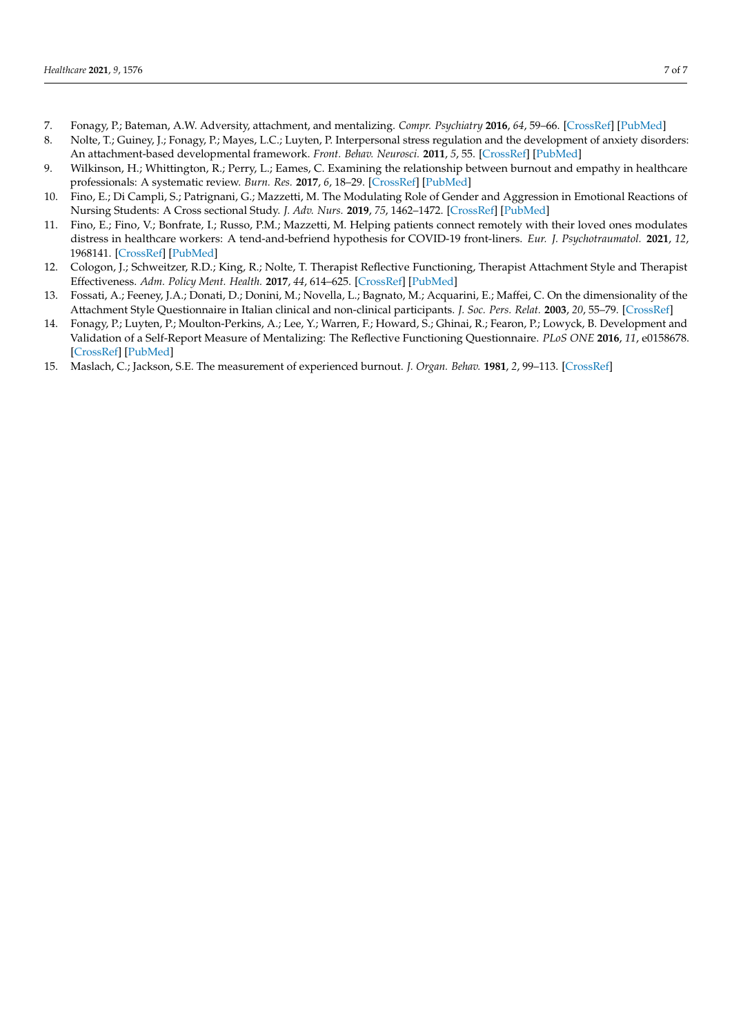7. Fonagy, P.; Bateman, A.W. Adversity, attachment, and mentalizing. *Compr. Psychiatry* **2016**, *64*, 59–66. [CrossRef] [PubMed]
8. Nolte, T.; Guiney, J.; Fonagy, P.; Mayes, L.C.; Luyten, P. Interpersonal stress regulation and the development of anxiety disorders: An attachment-based developmental framework. *Front. Behav. Neurosci.* **2011**, *5*, 55. [CrossRef] [PubMed]
9. Wilkinson, H.; Whittington, R.; Perry, L.; Eames, C. Examining the relationship between burnout and empathy in healthcare professionals: A systematic review. *Burn. Res.* **2017**, *6*, 18–29. [CrossRef] [PubMed]
10. Fino, E.; Di Campli, S.; Patrignani, G.; Mazzetti, M. The Modulating Role of Gender and Aggression in Emotional Reactions of Nursing Students: A Cross sectional Study. *J. Adv. Nurs.* **2019**, *75*, 1462–1472. [CrossRef] [PubMed]
11. Fino, E.; Fino, V.; Bonfrate, I.; Russo, P.M.; Mazzetti, M. Helping patients connect remotely with their loved ones modulates distress in healthcare workers: A tend-and-befriend hypothesis for COVID-19 front-liners. *Eur. J. Psychotraumatol.* **2021**, *12*, 1968141. [CrossRef] [PubMed]
12. Cologon, J.; Schweitzer, R.D.; King, R.; Nolte, T. Therapist Reflective Functioning, Therapist Attachment Style and Therapist Effectiveness. *Adm. Policy Ment. Health.* **2017**, *44*, 614–625. [CrossRef] [PubMed]
13. Fossati, A.; Feeney, J.A.; Donati, D.; Donini, M.; Novella, L.; Bagnato, M.; Acquarini, E.; Maffei, C. On the dimensionality of the Attachment Style Questionnaire in Italian clinical and non-clinical participants. *J. Soc. Pers. Relat.* **2003**, *20*, 55–79. [CrossRef]
14. Fonagy, P.; Luyten, P.; Moulton-Perkins, A.; Lee, Y.; Warren, F.; Howard, S.; Ghinai, R.; Fearon, P.; Lowyck, B. Development and Validation of a Self-Report Measure of Mentalizing: The Reflective Functioning Questionnaire. *PLoS ONE* **2016**, *11*, e0158678. [CrossRef] [PubMed]
15. Maslach, C.; Jackson, S.E. The measurement of experienced burnout. *J. Organ. Behav.* **1981**, *2*, 99–113. [CrossRef]